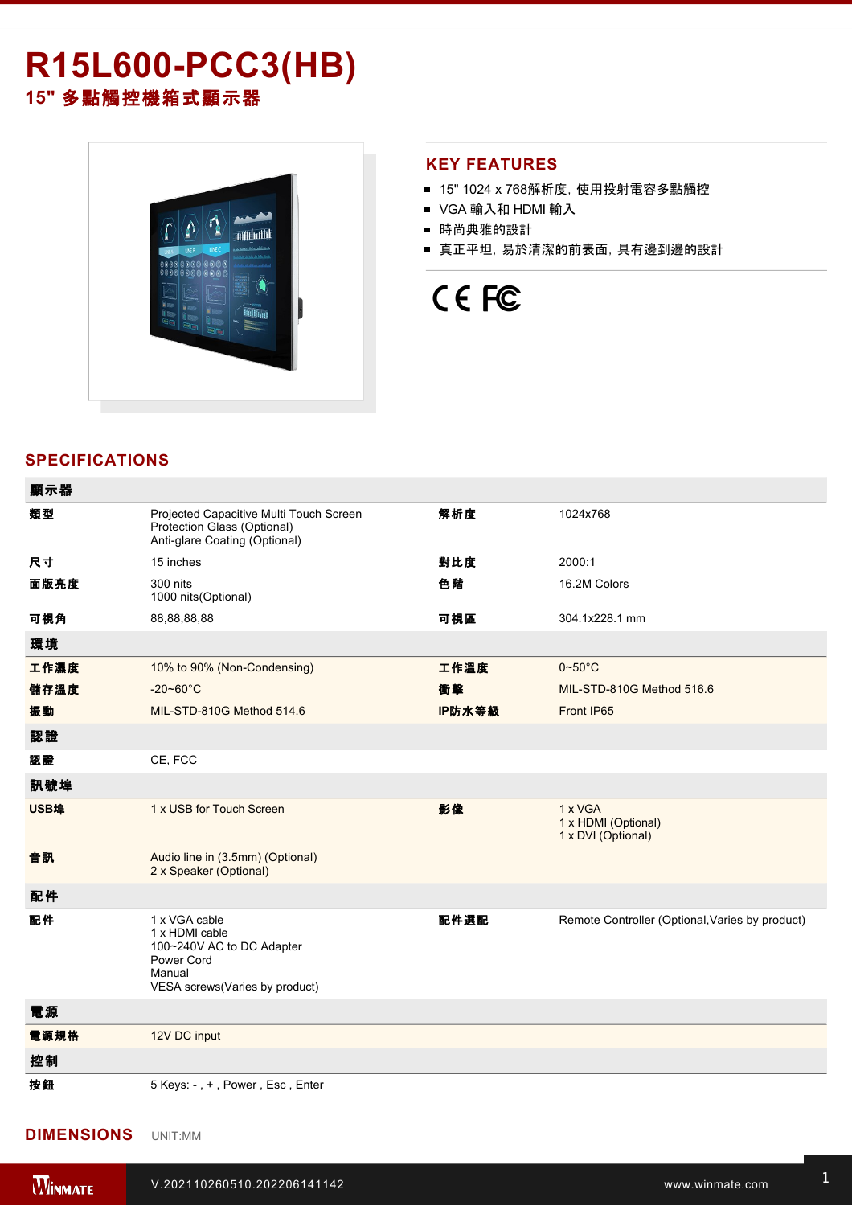# R15L600-PCC3(HB)

## 15" 多點觸控機箱式顯示器

## KEY FEATURES

- 15" 1024 x 768解析度, 使用投射電容多點觸控
- VGA 輸入和 HDMI 輸入
- 時尚典雅的設計
- 真正平坦, 易於清潔的前表面, 具有邊到邊的設計

## SPECIFICATIONS

| 顯示器 | | | |
|---|---|---|---|
| 類型 | Projected Capacitive Multi Touch Screen<br>Protection Glass (Optional)<br>Anti-glare Coating (Optional) | 解析度 | 1024x768 |
| 尺寸 | 15 inches | 對比度 | 2000:1 |
| 面版亮度 | 300 nits<br>1000 nits(Optional) | 色階 | 16.2M Colors |
| 可視角 | 88,88,88,88 | 可視區 | 304.1x228.1 mm |
| **環境** | | | |
| 工作濕度 | 10% to 90% (Non-Condensing) | 工作溫度 | 0~50°C |
| 儲存溫度 | -20~60°C | 衝擊 | MIL-STD-810G Method 516.6 |
| 振動 | MIL-STD-810G Method 514.6 | IP防水等級 | Front IP65 |
| **認證** | | | |
| 認證 | CE, FCC | | |
| **訊號埠** | | | |
| USB埠 | 1 x USB for Touch Screen | 影像 | 1 x VGA<br>1 x HDMI (Optional)<br>1 x DVI (Optional) |
| 音訊 | Audio line in (3.5mm) (Optional)<br>2 x Speaker (Optional) | | |
| **配件** | | | |
| 配件 | 1 x VGA cable<br>1 x HDMI cable<br>100~240V AC to DC Adapter<br>Power Cord<br>Manual<br>VESA screws(Varies by product) | 配件選配 | Remote Controller (Optional,Varies by product) |
| **電源** | | | |
| 電源規格 | 12V DC input | | |
| **控制** | | | |
| 按鈕 | 5 Keys: - , + , Power , Esc , Enter | | |

## DIMENSIONS

UNIT:MM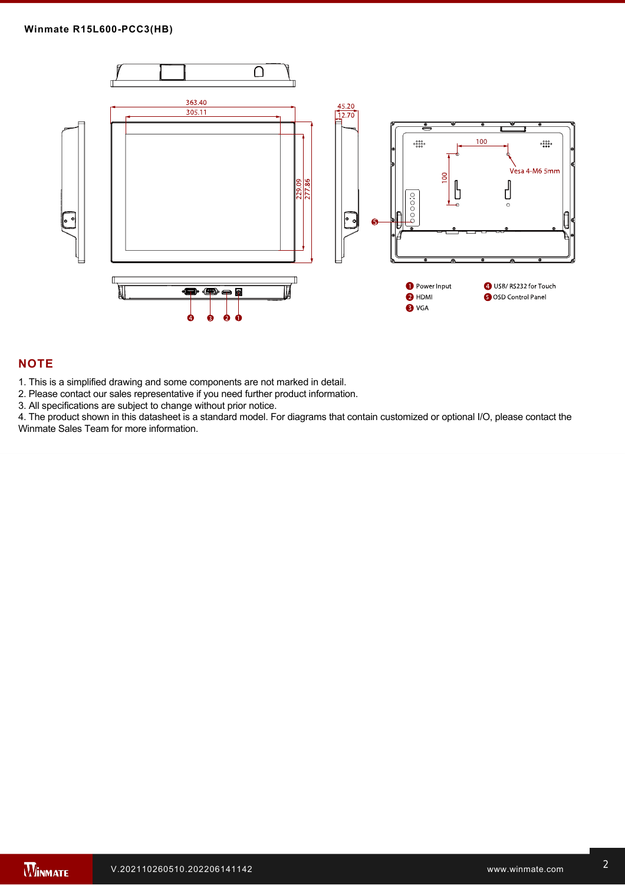**Winmate R15L600-PCC3(HB)**

363.40
305.11
45.20
12.70
229.09
277.86
100
100
Vesa 4-M6 5mm

❶ Power Input
❷ HDMI
❸ VGA
❹ USB/ RS232 for Touch
❺ OSD Control Panel

## NOTE

1. This is a simplified drawing and some components are not marked in detail.
2. Please contact our sales representative if you need further product information.
3. All specifications are subject to change without prior notice.
4. The product shown in this datasheet is a standard model. For diagrams that contain customized or optional I/O, please contact the Winmate Sales Team for more information.